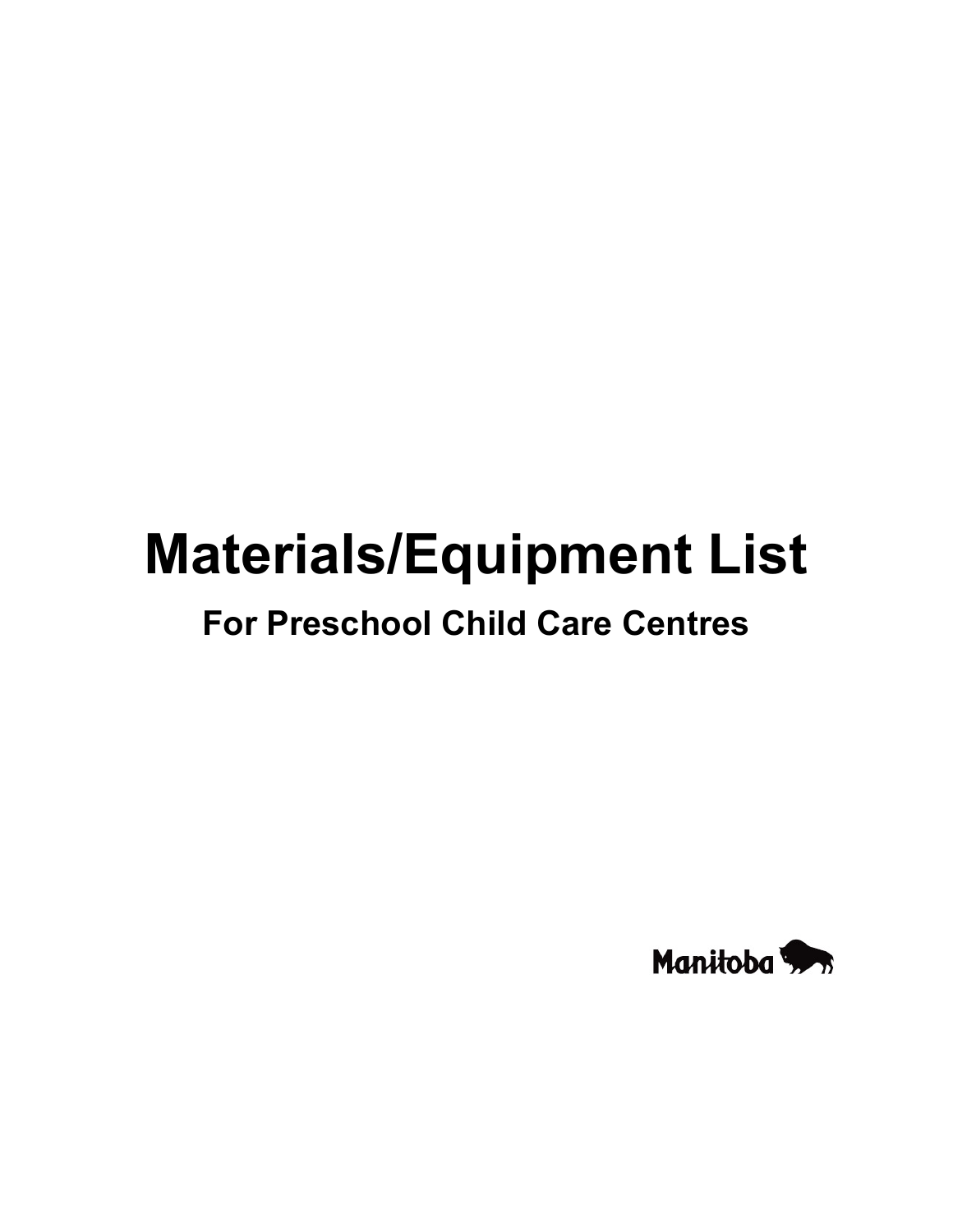# Materials/Equipment List

## For Preschool Child Care Centres

Manitoba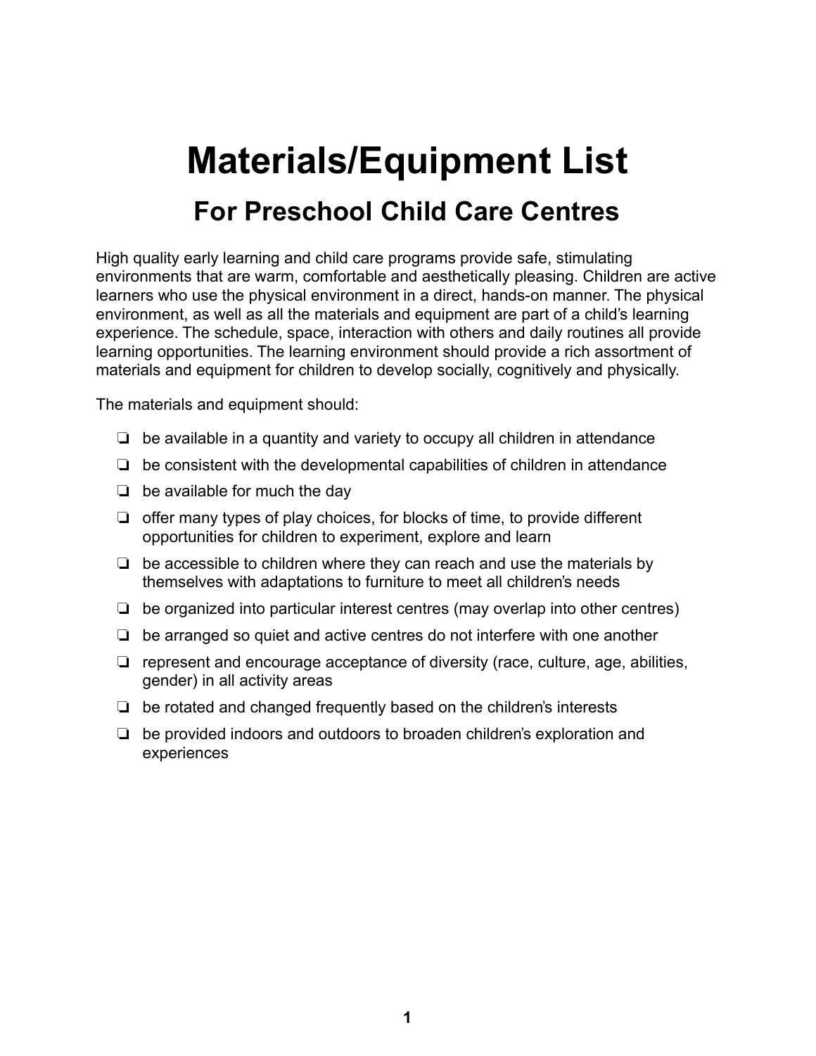# Materials/Equipment List

## For Preschool Child Care Centres

High quality early learning and child care programs provide safe, stimulating environments that are warm, comfortable and aesthetically pleasing. Children are active learners who use the physical environment in a direct, hands-on manner. The physical environment, as well as all the materials and equipment are part of a child's learning experience. The schedule, space, interaction with others and daily routines all provide learning opportunities. The learning environment should provide a rich assortment of materials and equipment for children to develop socially, cognitively and physically.

The materials and equipment should:

- ❏ be available in a quantity and variety to occupy all children in attendance
- ❏ be consistent with the developmental capabilities of children in attendance
- ❏ be available for much the day
- ❏ offer many types of play choices, for blocks of time, to provide different opportunities for children to experiment, explore and learn
- ❏ be accessible to children where they can reach and use the materials by themselves with adaptations to furniture to meet all children's needs
- ❏ be organized into particular interest centres (may overlap into other centres)
- ❏ be arranged so quiet and active centres do not interfere with one another
- ❏ represent and encourage acceptance of diversity (race, culture, age, abilities, gender) in all activity areas
- ❏ be rotated and changed frequently based on the children's interests
- ❏ be provided indoors and outdoors to broaden children's exploration and experiences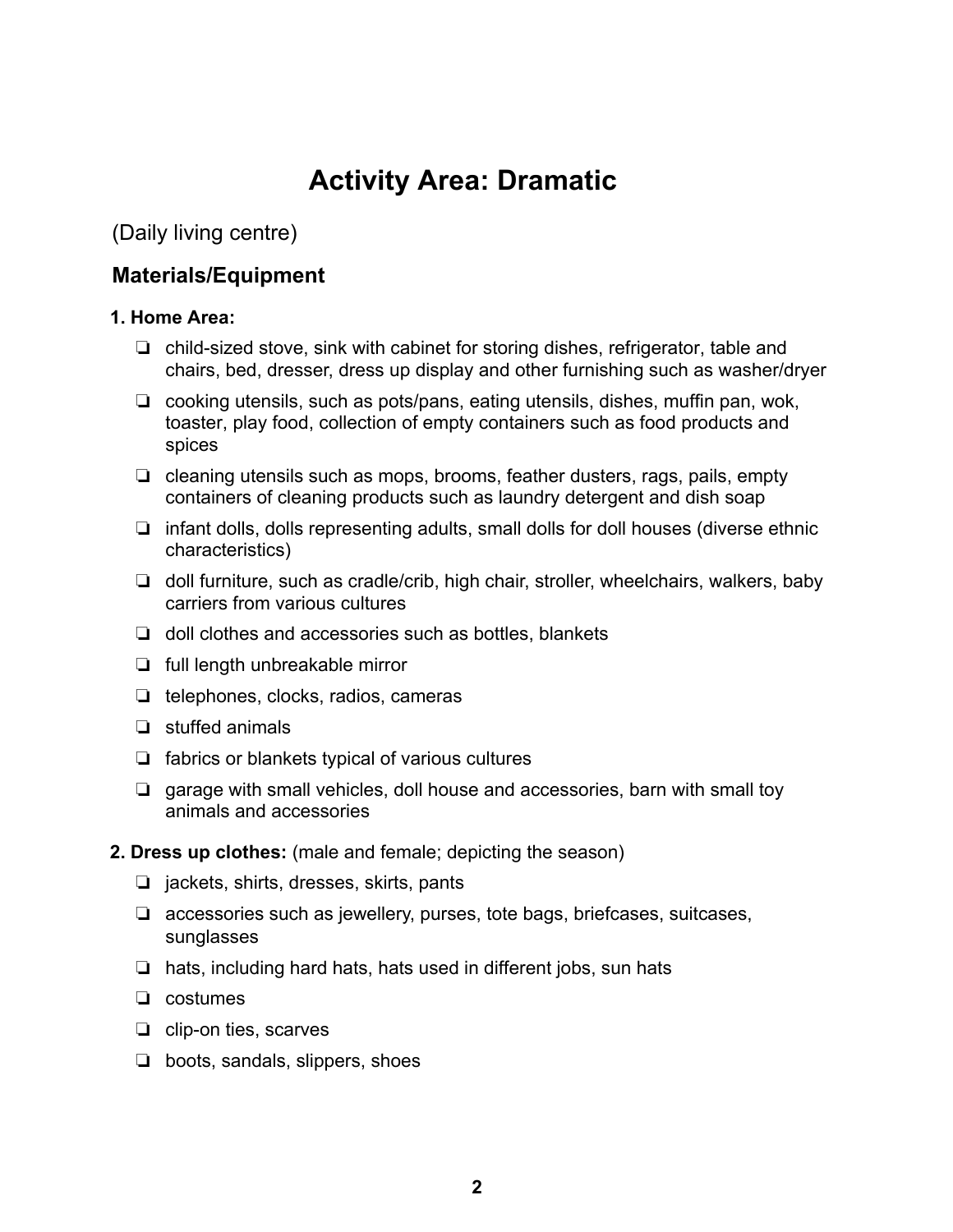# Activity Area: Dramatic

(Daily living centre)

## Materials/Equipment

**1. Home Area:**

- child-sized stove, sink with cabinet for storing dishes, refrigerator, table and chairs, bed, dresser, dress up display and other furnishing such as washer/dryer
- cooking utensils, such as pots/pans, eating utensils, dishes, muffin pan, wok, toaster, play food, collection of empty containers such as food products and spices
- cleaning utensils such as mops, brooms, feather dusters, rags, pails, empty containers of cleaning products such as laundry detergent and dish soap
- infant dolls, dolls representing adults, small dolls for doll houses (diverse ethnic characteristics)
- doll furniture, such as cradle/crib, high chair, stroller, wheelchairs, walkers, baby carriers from various cultures
- doll clothes and accessories such as bottles, blankets
- full length unbreakable mirror
- telephones, clocks, radios, cameras
- stuffed animals
- fabrics or blankets typical of various cultures
- garage with small vehicles, doll house and accessories, barn with small toy animals and accessories

**2. Dress up clothes:** (male and female; depicting the season)

- jackets, shirts, dresses, skirts, pants
- accessories such as jewellery, purses, tote bags, briefcases, suitcases, sunglasses
- hats, including hard hats, hats used in different jobs, sun hats
- costumes
- clip-on ties, scarves
- boots, sandals, slippers, shoes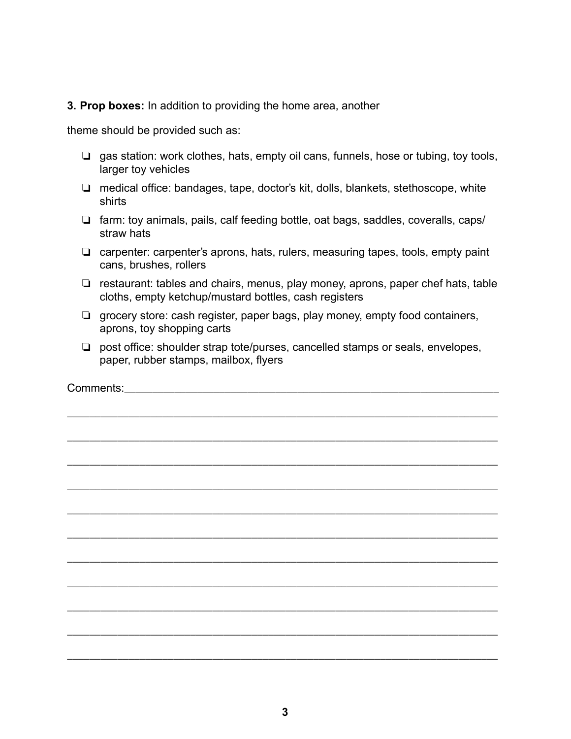**3. Prop boxes:** In addition to providing the home area, another theme should be provided such as:

- ❏ gas station: work clothes, hats, empty oil cans, funnels, hose or tubing, toy tools, larger toy vehicles
- ❏ medical office: bandages, tape, doctor's kit, dolls, blankets, stethoscope, white shirts
- ❏ farm: toy animals, pails, calf feeding bottle, oat bags, saddles, coveralls, caps/ straw hats
- ❏ carpenter: carpenter's aprons, hats, rulers, measuring tapes, tools, empty paint cans, brushes, rollers
- ❏ restaurant: tables and chairs, menus, play money, aprons, paper chef hats, table cloths, empty ketchup/mustard bottles, cash registers
- ❏ grocery store: cash register, paper bags, play money, empty food containers, aprons, toy shopping carts
- ❏ post office: shoulder strap tote/purses, cancelled stamps or seals, envelopes, paper, rubber stamps, mailbox, flyers

Comments:_______________________________________________________________

_________________________________________________________________________

_________________________________________________________________________

_________________________________________________________________________

_________________________________________________________________________

_________________________________________________________________________

_________________________________________________________________________

_________________________________________________________________________

_________________________________________________________________________

_________________________________________________________________________

_________________________________________________________________________

_________________________________________________________________________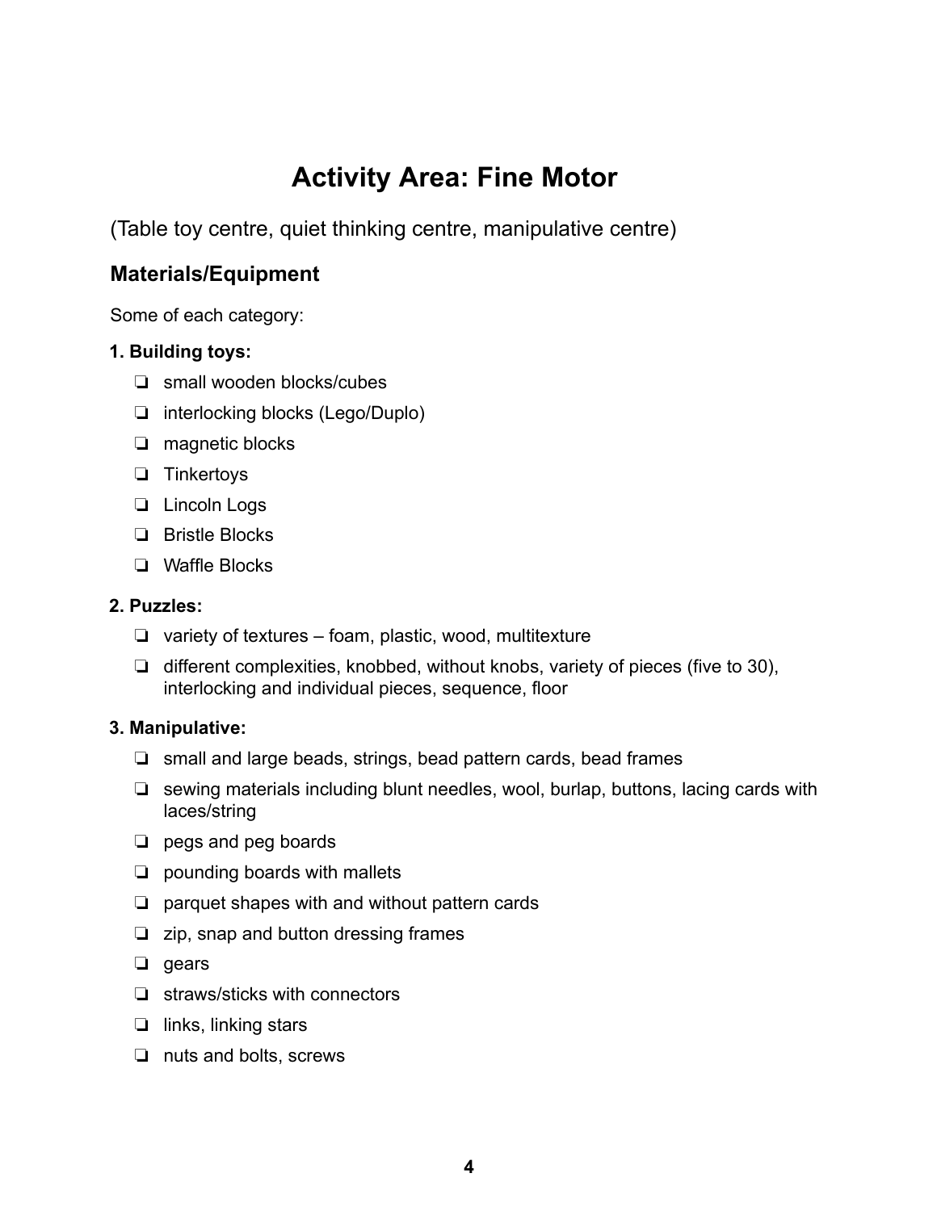# Activity Area: Fine Motor

(Table toy centre, quiet thinking centre, manipulative centre)

## Materials/Equipment

Some of each category:

**1. Building toys:**

- ❏ small wooden blocks/cubes
- ❏ interlocking blocks (Lego/Duplo)
- ❏ magnetic blocks
- ❏ Tinkertoys
- ❏ Lincoln Logs
- ❏ Bristle Blocks
- ❏ Waffle Blocks

**2. Puzzles:**

- ❏ variety of textures – foam, plastic, wood, multitexture
- ❏ different complexities, knobbed, without knobs, variety of pieces (five to 30), interlocking and individual pieces, sequence, floor

**3. Manipulative:**

- ❏ small and large beads, strings, bead pattern cards, bead frames
- ❏ sewing materials including blunt needles, wool, burlap, buttons, lacing cards with laces/string
- ❏ pegs and peg boards
- ❏ pounding boards with mallets
- ❏ parquet shapes with and without pattern cards
- ❏ zip, snap and button dressing frames
- ❏ gears
- ❏ straws/sticks with connectors
- ❏ links, linking stars
- ❏ nuts and bolts, screws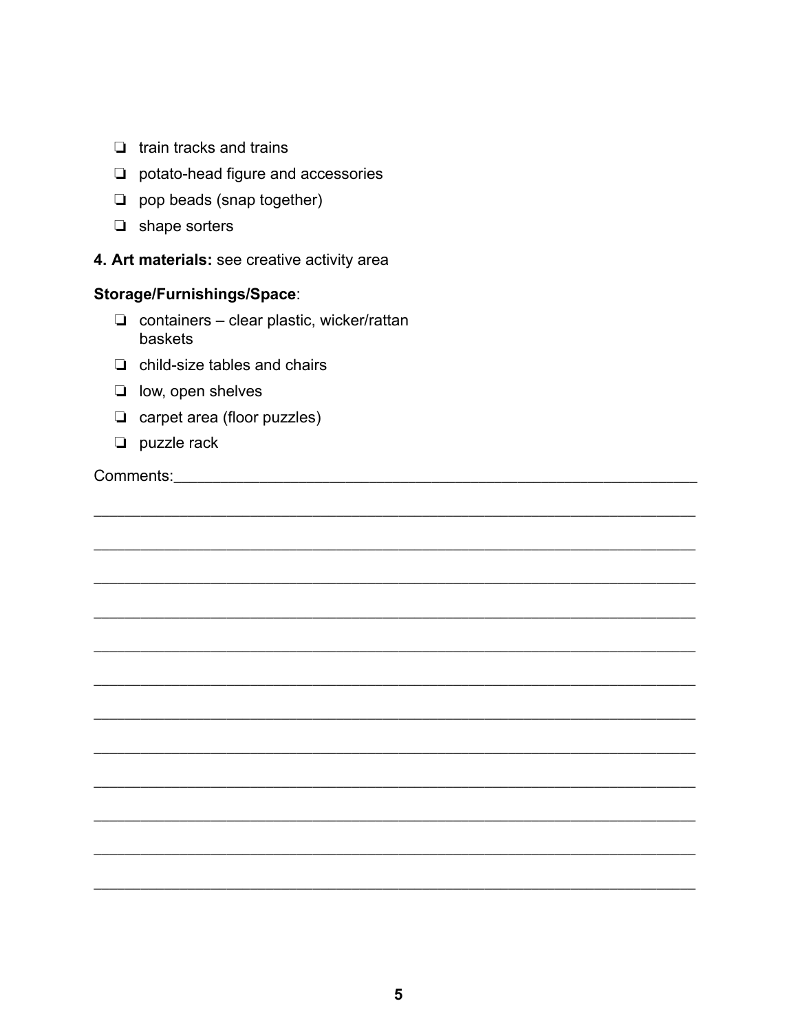- ❏ train tracks and trains
- ❏ potato-head figure and accessories
- ❏ pop beads (snap together)
- ❏ shape sorters

**4. Art materials:** see creative activity area

**Storage/Furnishings/Space**:

- ❏ containers – clear plastic, wicker/rattan baskets
- ❏ child-size tables and chairs
- ❏ low, open shelves
- ❏ carpet area (floor puzzles)
- ❏ puzzle rack

Comments:_______________________________________________________________

_____________________________________________________________________

_____________________________________________________________________

_____________________________________________________________________

_____________________________________________________________________

_____________________________________________________________________

_____________________________________________________________________

_____________________________________________________________________

_____________________________________________________________________

_____________________________________________________________________

_____________________________________________________________________

_____________________________________________________________________

_____________________________________________________________________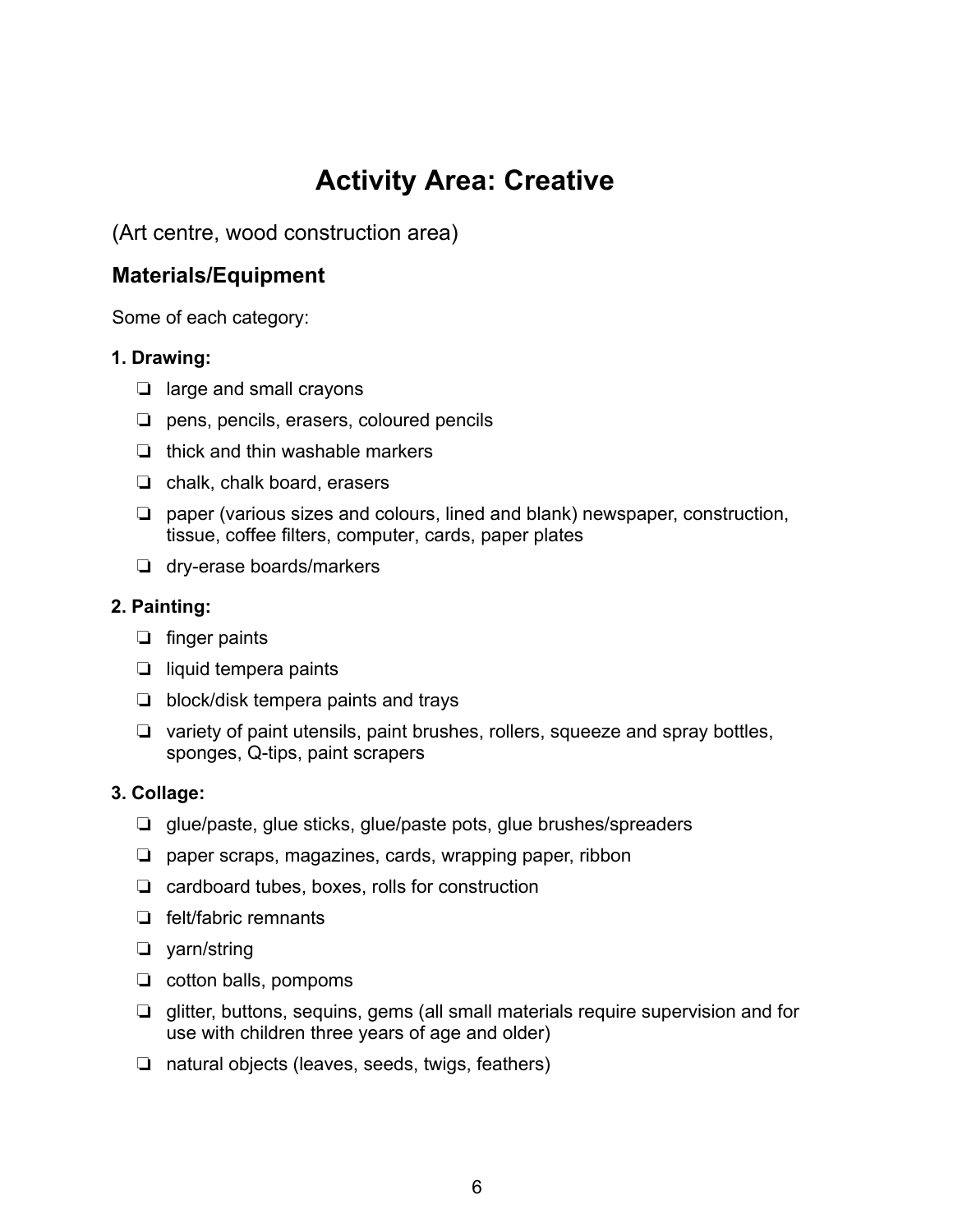# Activity Area: Creative

(Art centre, wood construction area)

## Materials/Equipment

Some of each category:

**1. Drawing:**

- ❏ large and small crayons
- ❏ pens, pencils, erasers, coloured pencils
- ❏ thick and thin washable markers
- ❏ chalk, chalk board, erasers
- ❏ paper (various sizes and colours, lined and blank) newspaper, construction, tissue, coffee filters, computer, cards, paper plates
- ❏ dry-erase boards/markers

**2. Painting:**

- ❏ finger paints
- ❏ liquid tempera paints
- ❏ block/disk tempera paints and trays
- ❏ variety of paint utensils, paint brushes, rollers, squeeze and spray bottles, sponges, Q-tips, paint scrapers

**3. Collage:**

- ❏ glue/paste, glue sticks, glue/paste pots, glue brushes/spreaders
- ❏ paper scraps, magazines, cards, wrapping paper, ribbon
- ❏ cardboard tubes, boxes, rolls for construction
- ❏ felt/fabric remnants
- ❏ yarn/string
- ❏ cotton balls, pompoms
- ❏ glitter, buttons, sequins, gems (all small materials require supervision and for use with children three years of age and older)
- ❏ natural objects (leaves, seeds, twigs, feathers)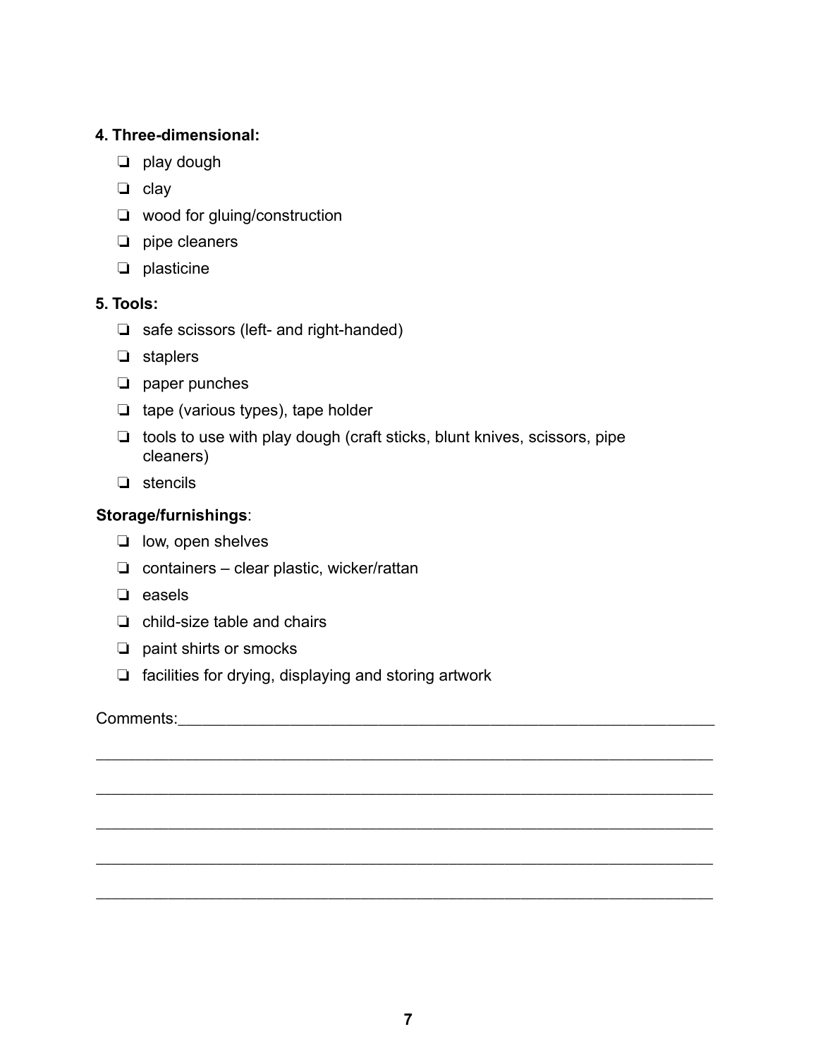**4. Three-dimensional:**

- ❏ play dough
- ❏ clay
- ❏ wood for gluing/construction
- ❏ pipe cleaners
- ❏ plasticine

**5. Tools:**

- ❏ safe scissors (left- and right-handed)
- ❏ staplers
- ❏ paper punches
- ❏ tape (various types), tape holder
- ❏ tools to use with play dough (craft sticks, blunt knives, scissors, pipe cleaners)
- ❏ stencils

**Storage/furnishings**:

- ❏ low, open shelves
- ❏ containers – clear plastic, wicker/rattan
- ❏ easels
- ❏ child-size table and chairs
- ❏ paint shirts or smocks
- ❏ facilities for drying, displaying and storing artwork

Comments:_______________________________________________________________

_____________________________________________________________________

_____________________________________________________________________

_____________________________________________________________________

_____________________________________________________________________

_____________________________________________________________________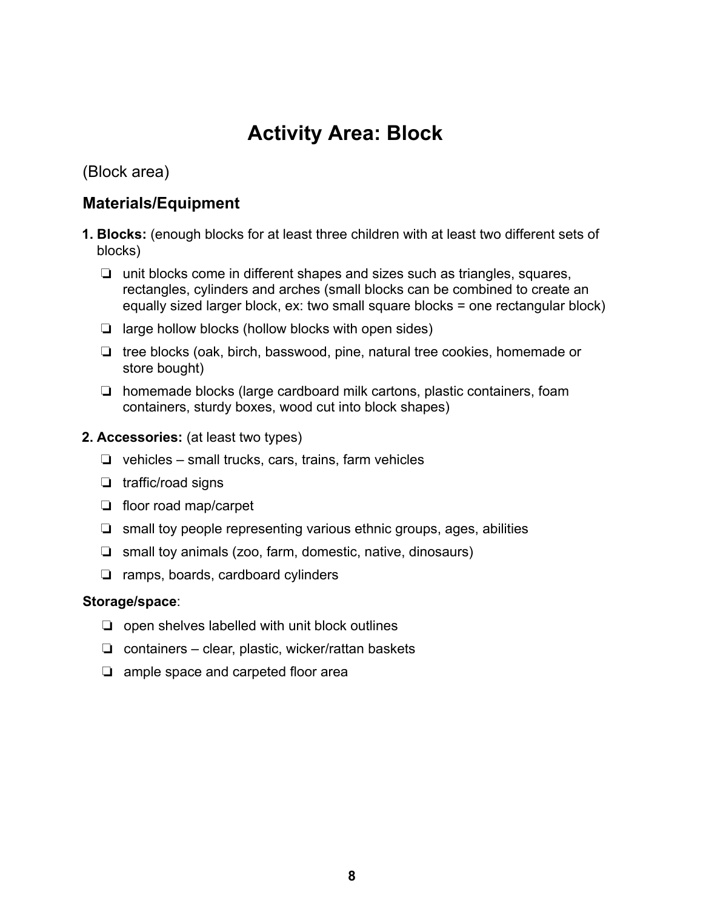# Activity Area: Block

(Block area)

## Materials/Equipment

**1. Blocks:** (enough blocks for at least three children with at least two different sets of blocks)

- ❏ unit blocks come in different shapes and sizes such as triangles, squares, rectangles, cylinders and arches (small blocks can be combined to create an equally sized larger block, ex: two small square blocks = one rectangular block)
- ❏ large hollow blocks (hollow blocks with open sides)
- ❏ tree blocks (oak, birch, basswood, pine, natural tree cookies, homemade or store bought)
- ❏ homemade blocks (large cardboard milk cartons, plastic containers, foam containers, sturdy boxes, wood cut into block shapes)

**2. Accessories:** (at least two types)

- ❏ vehicles – small trucks, cars, trains, farm vehicles
- ❏ traffic/road signs
- ❏ floor road map/carpet
- ❏ small toy people representing various ethnic groups, ages, abilities
- ❏ small toy animals (zoo, farm, domestic, native, dinosaurs)
- ❏ ramps, boards, cardboard cylinders

**Storage/space**:

- ❏ open shelves labelled with unit block outlines
- ❏ containers – clear, plastic, wicker/rattan baskets
- ❏ ample space and carpeted floor area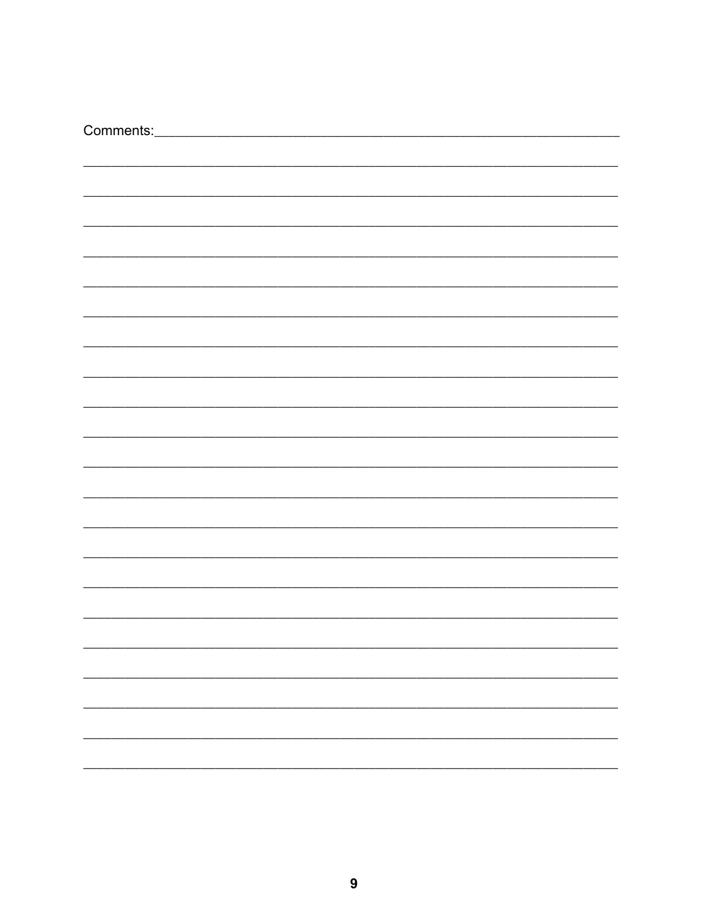Comments:______________________________________________________________

______________________________________________________________________

______________________________________________________________________

______________________________________________________________________

______________________________________________________________________

______________________________________________________________________

______________________________________________________________________

______________________________________________________________________

______________________________________________________________________

______________________________________________________________________

______________________________________________________________________

______________________________________________________________________

______________________________________________________________________

______________________________________________________________________

______________________________________________________________________

______________________________________________________________________

______________________________________________________________________

______________________________________________________________________

______________________________________________________________________

______________________________________________________________________

______________________________________________________________________

______________________________________________________________________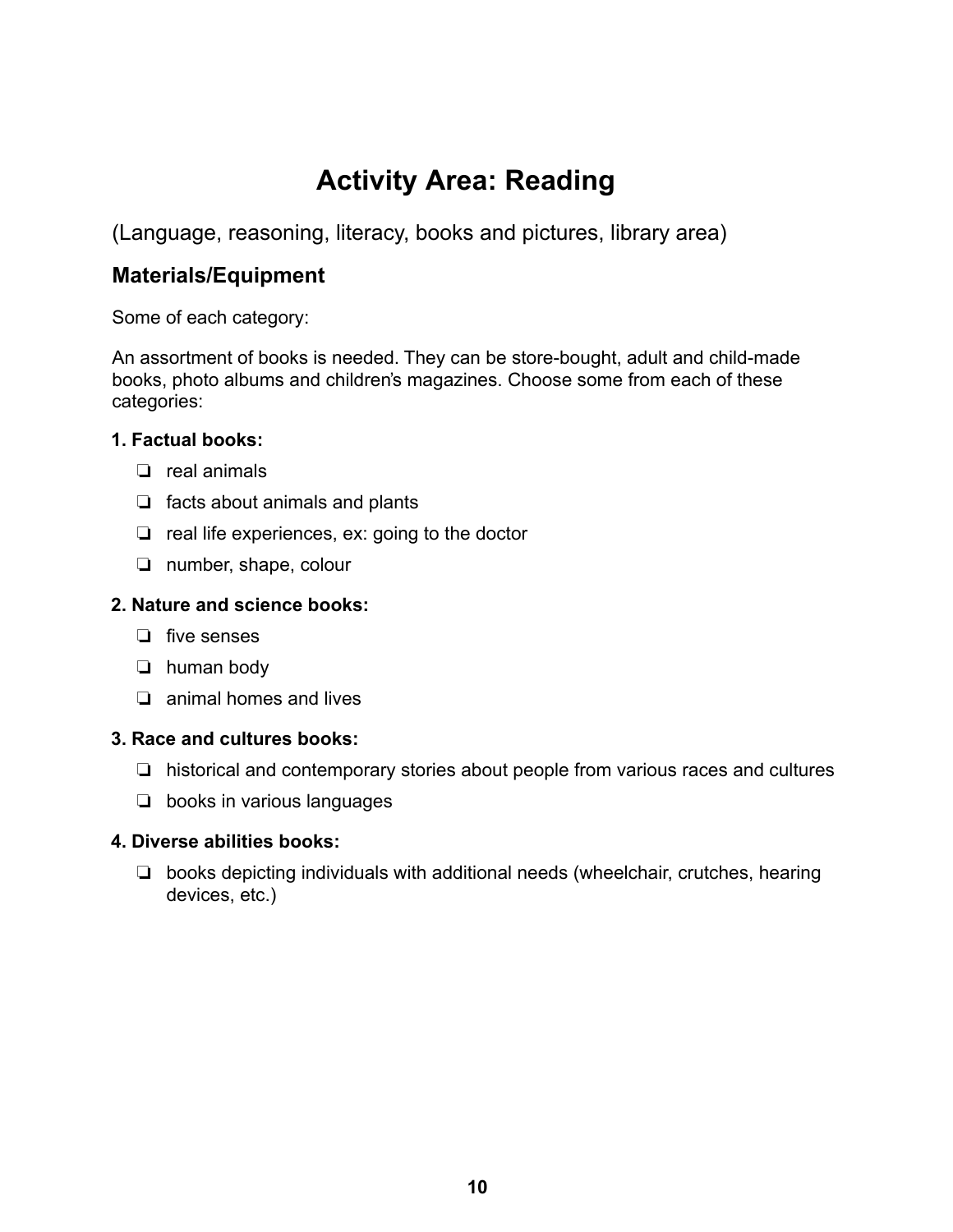# Activity Area: Reading

(Language, reasoning, literacy, books and pictures, library area)

## Materials/Equipment

Some of each category:

An assortment of books is needed. They can be store-bought, adult and child-made books, photo albums and children's magazines. Choose some from each of these categories:

**1. Factual books:**

- ❏ real animals
- ❏ facts about animals and plants
- ❏ real life experiences, ex: going to the doctor
- ❏ number, shape, colour

**2. Nature and science books:**

- ❏ five senses
- ❏ human body
- ❏ animal homes and lives

**3. Race and cultures books:**

- ❏ historical and contemporary stories about people from various races and cultures
- ❏ books in various languages

**4. Diverse abilities books:**

- ❏ books depicting individuals with additional needs (wheelchair, crutches, hearing devices, etc.)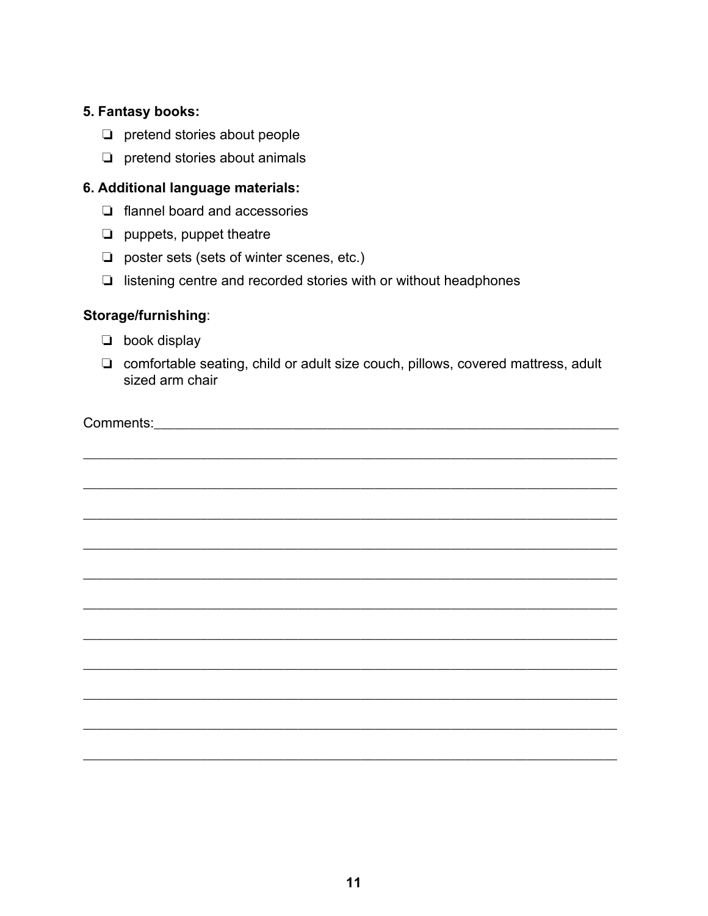**5. Fantasy books:**

- ❏ pretend stories about people
- ❏ pretend stories about animals

**6. Additional language materials:**

- ❏ flannel board and accessories
- ❏ puppets, puppet theatre
- ❏ poster sets (sets of winter scenes, etc.)
- ❏ listening centre and recorded stories with or without headphones

**Storage/furnishing**:

- ❏ book display
- ❏ comfortable seating, child or adult size couch, pillows, covered mattress, adult sized arm chair

Comments:________________________________________________________________

_____________________________________________________________________

_____________________________________________________________________

_____________________________________________________________________

_____________________________________________________________________

_____________________________________________________________________

_____________________________________________________________________

_____________________________________________________________________

_____________________________________________________________________

_____________________________________________________________________

_____________________________________________________________________

_____________________________________________________________________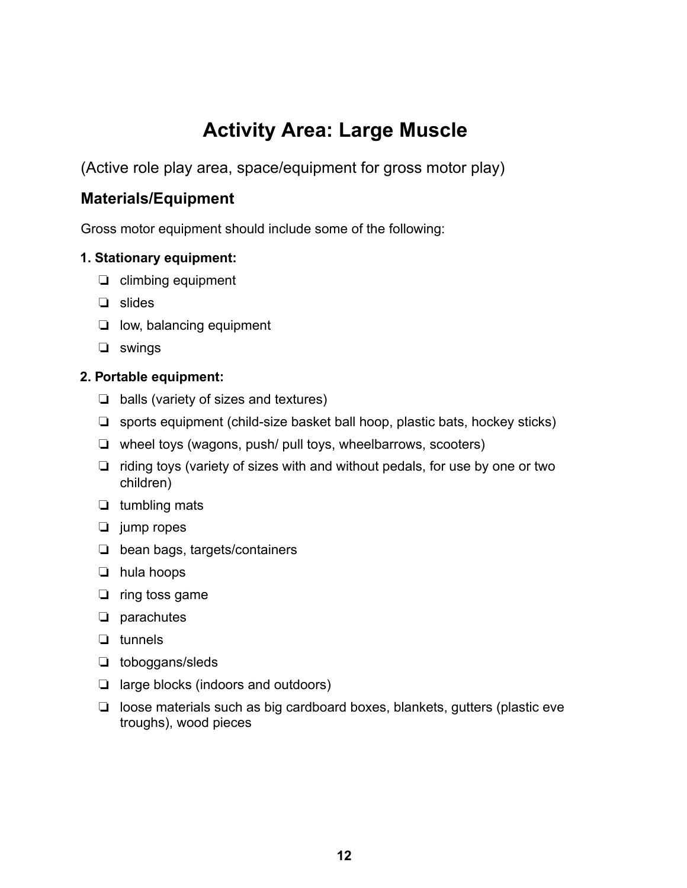# Activity Area: Large Muscle

(Active role play area, space/equipment for gross motor play)

## Materials/Equipment

Gross motor equipment should include some of the following:

**1. Stationary equipment:**

- ❏ climbing equipment
- ❏ slides
- ❏ low, balancing equipment
- ❏ swings

**2. Portable equipment:**

- ❏ balls (variety of sizes and textures)
- ❏ sports equipment (child-size basket ball hoop, plastic bats, hockey sticks)
- ❏ wheel toys (wagons, push/ pull toys, wheelbarrows, scooters)
- ❏ riding toys (variety of sizes with and without pedals, for use by one or two children)
- ❏ tumbling mats
- ❏ jump ropes
- ❏ bean bags, targets/containers
- ❏ hula hoops
- ❏ ring toss game
- ❏ parachutes
- ❏ tunnels
- ❏ toboggans/sleds
- ❏ large blocks (indoors and outdoors)
- ❏ loose materials such as big cardboard boxes, blankets, gutters (plastic eve troughs), wood pieces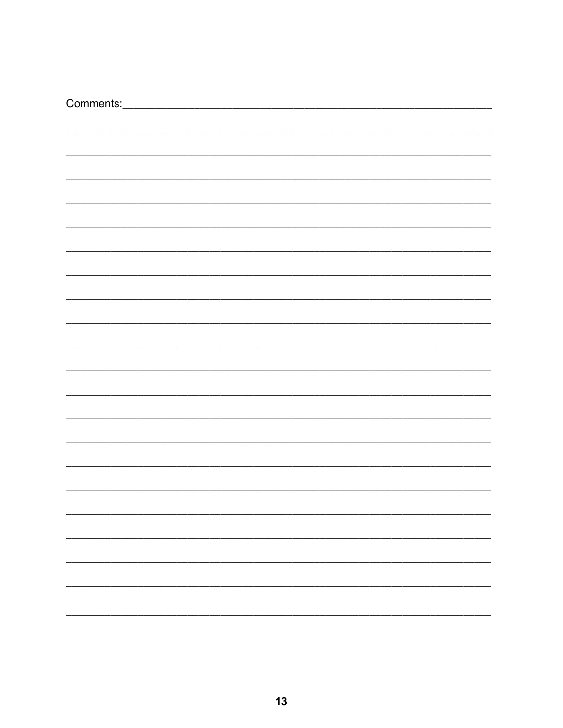Comments:___________________________________________________________

_____________________________________________________________________

_____________________________________________________________________

_____________________________________________________________________

_____________________________________________________________________

_____________________________________________________________________

_____________________________________________________________________

_____________________________________________________________________

_____________________________________________________________________

_____________________________________________________________________

_____________________________________________________________________

_____________________________________________________________________

_____________________________________________________________________

_____________________________________________________________________

_____________________________________________________________________

_____________________________________________________________________

_____________________________________________________________________

_____________________________________________________________________

_____________________________________________________________________

_____________________________________________________________________

_____________________________________________________________________

_____________________________________________________________________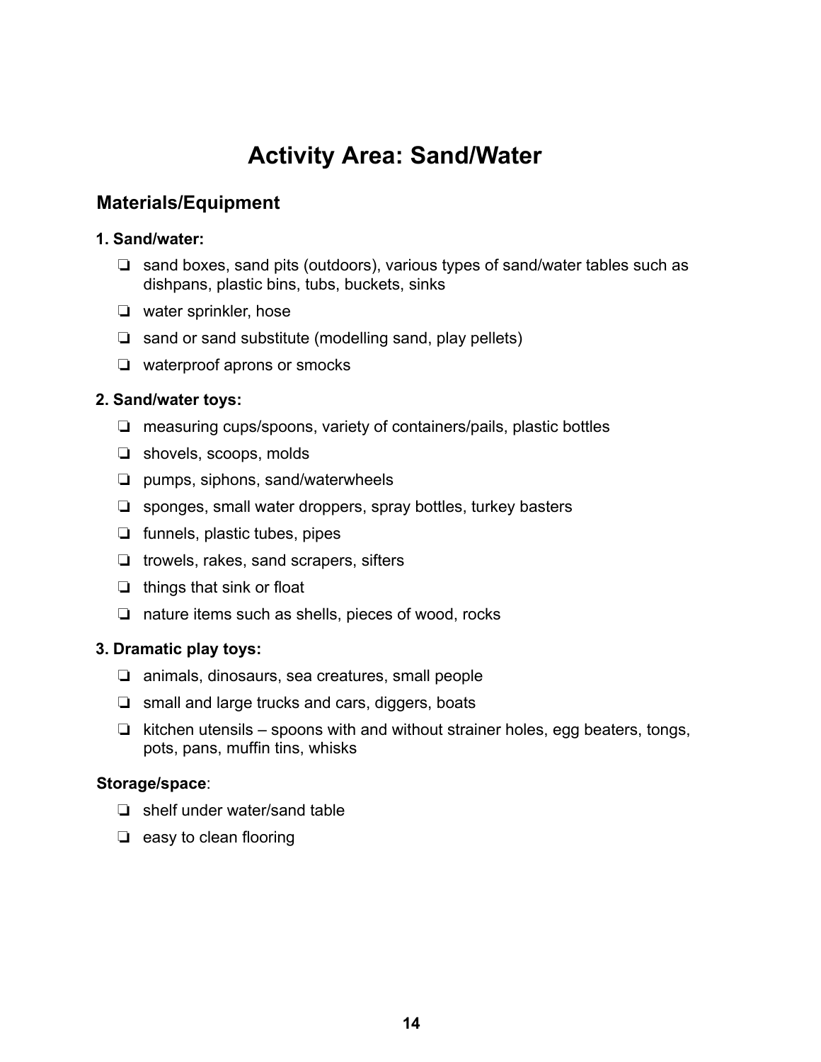# Activity Area: Sand/Water

## Materials/Equipment

**1. Sand/water:**

- ❏ sand boxes, sand pits (outdoors), various types of sand/water tables such as dishpans, plastic bins, tubs, buckets, sinks
- ❏ water sprinkler, hose
- ❏ sand or sand substitute (modelling sand, play pellets)
- ❏ waterproof aprons or smocks

**2. Sand/water toys:**

- ❏ measuring cups/spoons, variety of containers/pails, plastic bottles
- ❏ shovels, scoops, molds
- ❏ pumps, siphons, sand/waterwheels
- ❏ sponges, small water droppers, spray bottles, turkey basters
- ❏ funnels, plastic tubes, pipes
- ❏ trowels, rakes, sand scrapers, sifters
- ❏ things that sink or float
- ❏ nature items such as shells, pieces of wood, rocks

**3. Dramatic play toys:**

- ❏ animals, dinosaurs, sea creatures, small people
- ❏ small and large trucks and cars, diggers, boats
- ❏ kitchen utensils – spoons with and without strainer holes, egg beaters, tongs, pots, pans, muffin tins, whisks

**Storage/space**:

- ❏ shelf under water/sand table
- ❏ easy to clean flooring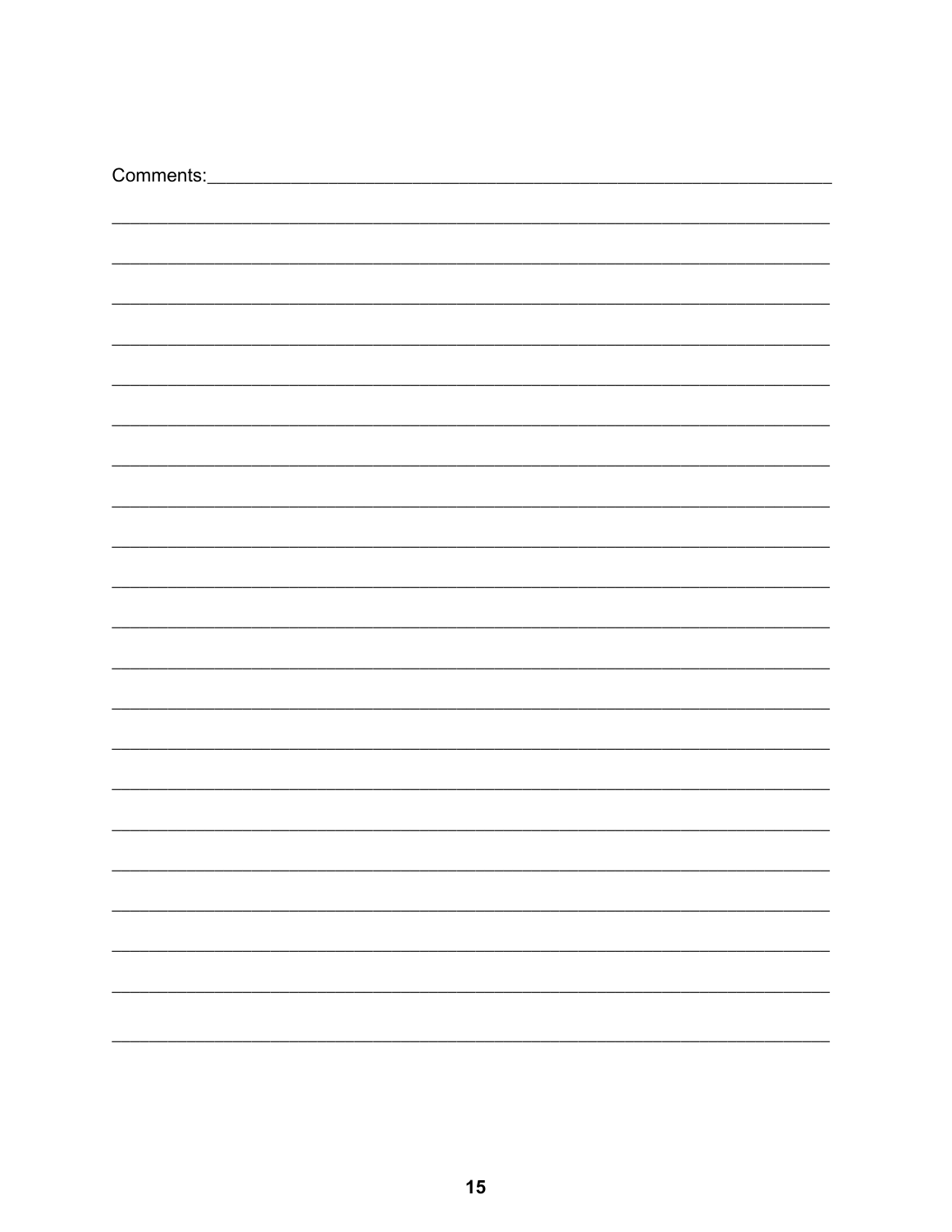Comments:\_\_\_\_\_\_\_\_\_\_\_\_\_\_\_\_\_\_\_\_\_\_\_\_\_\_\_\_\_\_\_\_\_\_\_\_\_\_\_\_\_\_\_\_\_\_\_\_\_\_\_\_\_\_\_\_\_\_\_\_

Comments:____________________________________________________________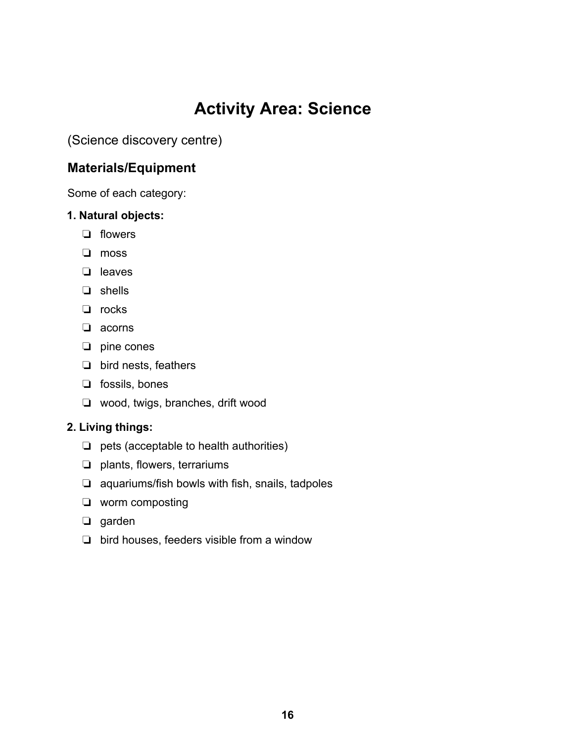# Activity Area: Science

(Science discovery centre)

## Materials/Equipment

Some of each category:

**1. Natural objects:**

- ❏ flowers
- ❏ moss
- ❏ leaves
- ❏ shells
- ❏ rocks
- ❏ acorns
- ❏ pine cones
- ❏ bird nests, feathers
- ❏ fossils, bones
- ❏ wood, twigs, branches, drift wood

**2. Living things:**

- ❏ pets (acceptable to health authorities)
- ❏ plants, flowers, terrariums
- ❏ aquariums/fish bowls with fish, snails, tadpoles
- ❏ worm composting
- ❏ garden
- ❏ bird houses, feeders visible from a window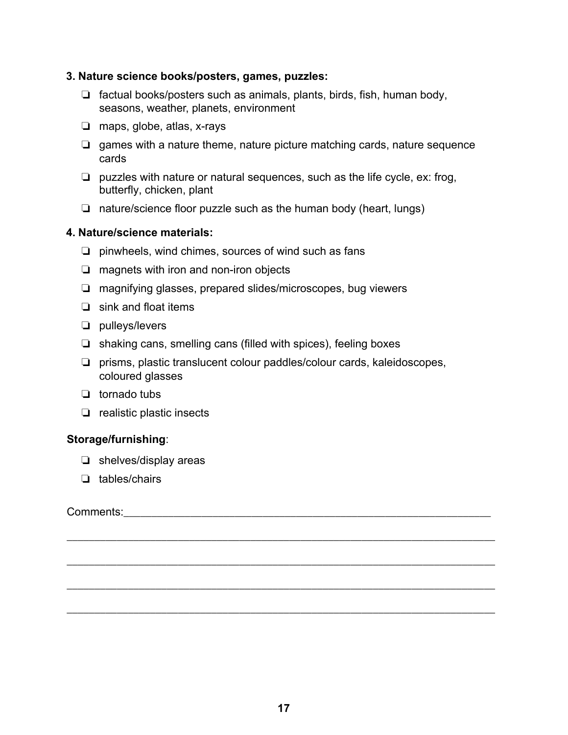**3. Nature science books/posters, games, puzzles:**

- ❏ factual books/posters such as animals, plants, birds, fish, human body, seasons, weather, planets, environment
- ❏ maps, globe, atlas, x-rays
- ❏ games with a nature theme, nature picture matching cards, nature sequence cards
- ❏ puzzles with nature or natural sequences, such as the life cycle, ex: frog, butterfly, chicken, plant
- ❏ nature/science floor puzzle such as the human body (heart, lungs)

**4. Nature/science materials:**

- ❏ pinwheels, wind chimes, sources of wind such as fans
- ❏ magnets with iron and non-iron objects
- ❏ magnifying glasses, prepared slides/microscopes, bug viewers
- ❏ sink and float items
- ❏ pulleys/levers
- ❏ shaking cans, smelling cans (filled with spices), feeling boxes
- ❏ prisms, plastic translucent colour paddles/colour cards, kaleidoscopes, coloured glasses
- ❏ tornado tubs
- ❏ realistic plastic insects

**Storage/furnishing**:

- ❏ shelves/display areas
- ❏ tables/chairs

Comments:_______________________________________________________________

_____________________________________________________________________

_____________________________________________________________________

_____________________________________________________________________

_____________________________________________________________________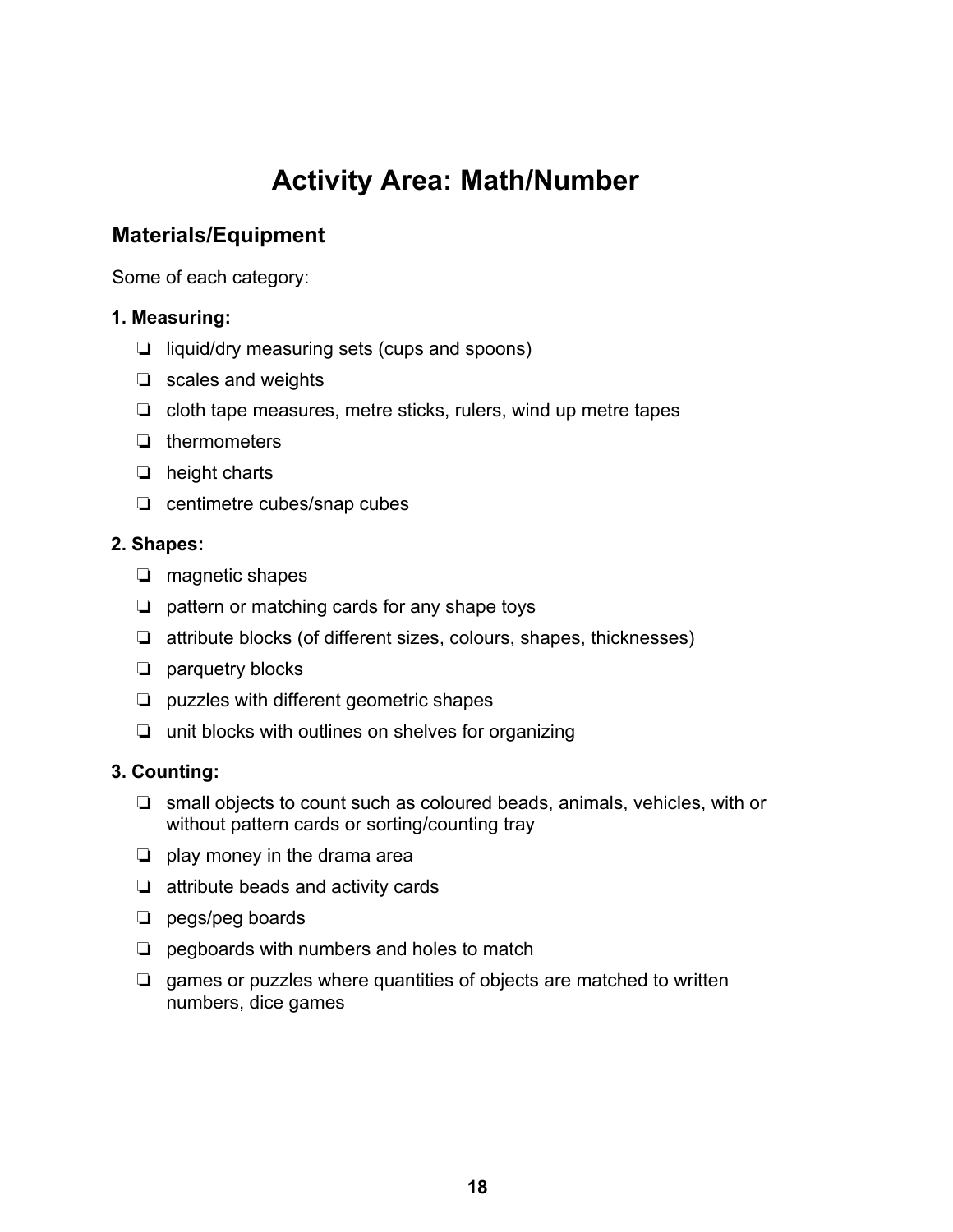# Activity Area: Math/Number

## Materials/Equipment

Some of each category:

**1. Measuring:**

- ❏ liquid/dry measuring sets (cups and spoons)
- ❏ scales and weights
- ❏ cloth tape measures, metre sticks, rulers, wind up metre tapes
- ❏ thermometers
- ❏ height charts
- ❏ centimetre cubes/snap cubes

**2. Shapes:**

- ❏ magnetic shapes
- ❏ pattern or matching cards for any shape toys
- ❏ attribute blocks (of different sizes, colours, shapes, thicknesses)
- ❏ parquetry blocks
- ❏ puzzles with different geometric shapes
- ❏ unit blocks with outlines on shelves for organizing

**3. Counting:**

- ❏ small objects to count such as coloured beads, animals, vehicles, with or without pattern cards or sorting/counting tray
- ❏ play money in the drama area
- ❏ attribute beads and activity cards
- ❏ pegs/peg boards
- ❏ pegboards with numbers and holes to match
- ❏ games or puzzles where quantities of objects are matched to written numbers, dice games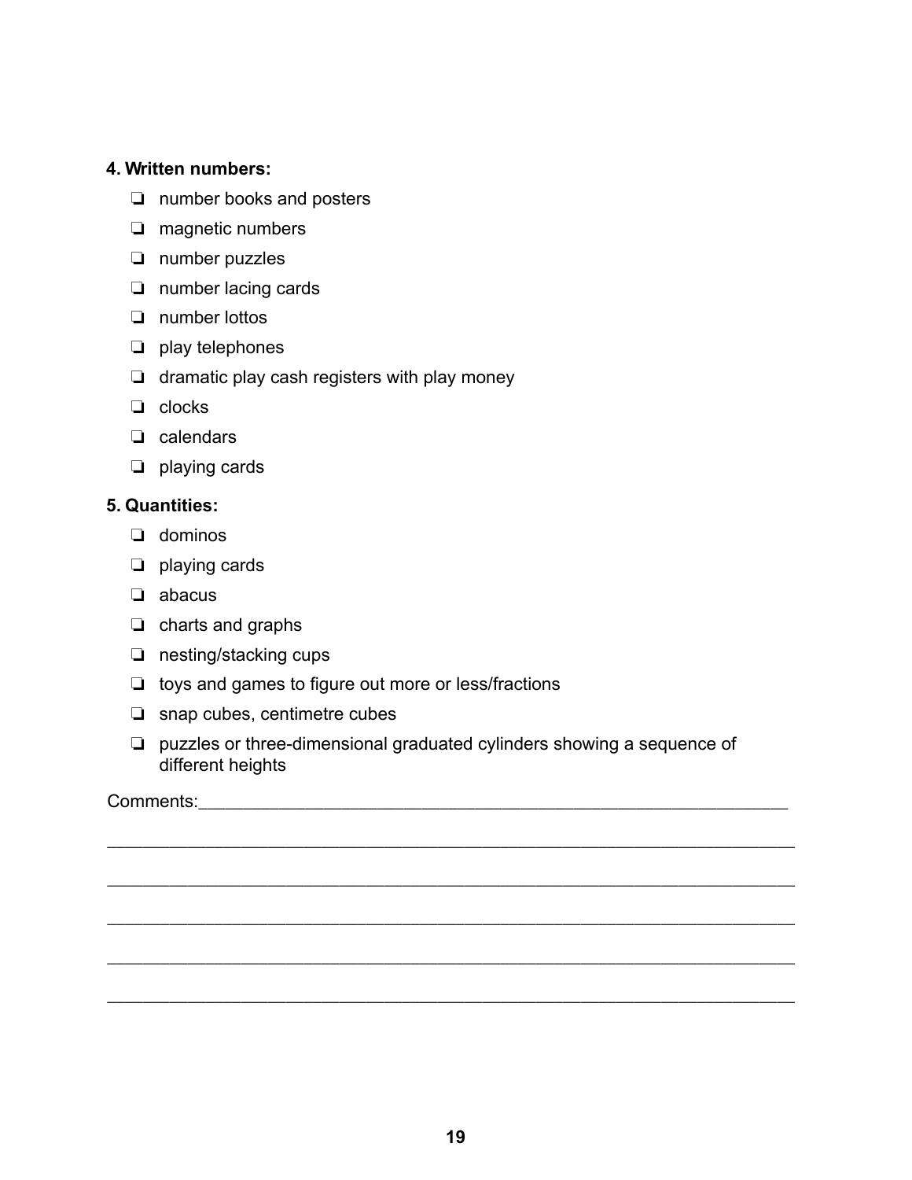**4. Written numbers:**

- ❏ number books and posters
- ❏ magnetic numbers
- ❏ number puzzles
- ❏ number lacing cards
- ❏ number lottos
- ❏ play telephones
- ❏ dramatic play cash registers with play money
- ❏ clocks
- ❏ calendars
- ❏ playing cards

**5. Quantities:**

- ❏ dominos
- ❏ playing cards
- ❏ abacus
- ❏ charts and graphs
- ❏ nesting/stacking cups
- ❏ toys and games to figure out more or less/fractions
- ❏ snap cubes, centimetre cubes
- ❏ puzzles or three-dimensional graduated cylinders showing a sequence of different heights

Comments:_______________________________________________________________

_____________________________________________________________________

_____________________________________________________________________

_____________________________________________________________________

_____________________________________________________________________

_____________________________________________________________________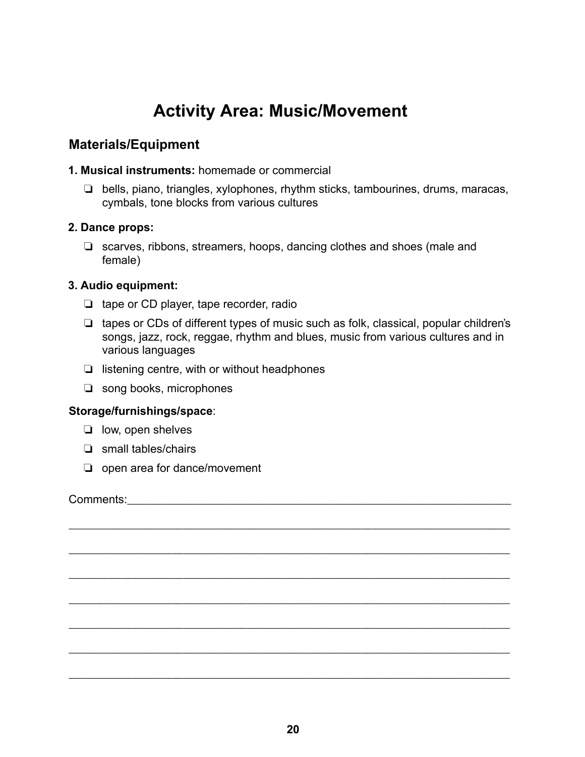# Activity Area: Music/Movement

## Materials/Equipment

**1. Musical instruments:** homemade or commercial

- ❏ bells, piano, triangles, xylophones, rhythm sticks, tambourines, drums, maracas, cymbals, tone blocks from various cultures

**2. Dance props:**

- ❏ scarves, ribbons, streamers, hoops, dancing clothes and shoes (male and female)

**3. Audio equipment:**

- ❏ tape or CD player, tape recorder, radio
- ❏ tapes or CDs of different types of music such as folk, classical, popular children's songs, jazz, rock, reggae, rhythm and blues, music from various cultures and in various languages
- ❏ listening centre, with or without headphones
- ❏ song books, microphones

**Storage/furnishings/space**:

- ❏ low, open shelves
- ❏ small tables/chairs
- ❏ open area for dance/movement

Comments:_______________________________________________________________

_________________________________________________________________________

_________________________________________________________________________

_________________________________________________________________________

_________________________________________________________________________

_________________________________________________________________________

_________________________________________________________________________

_________________________________________________________________________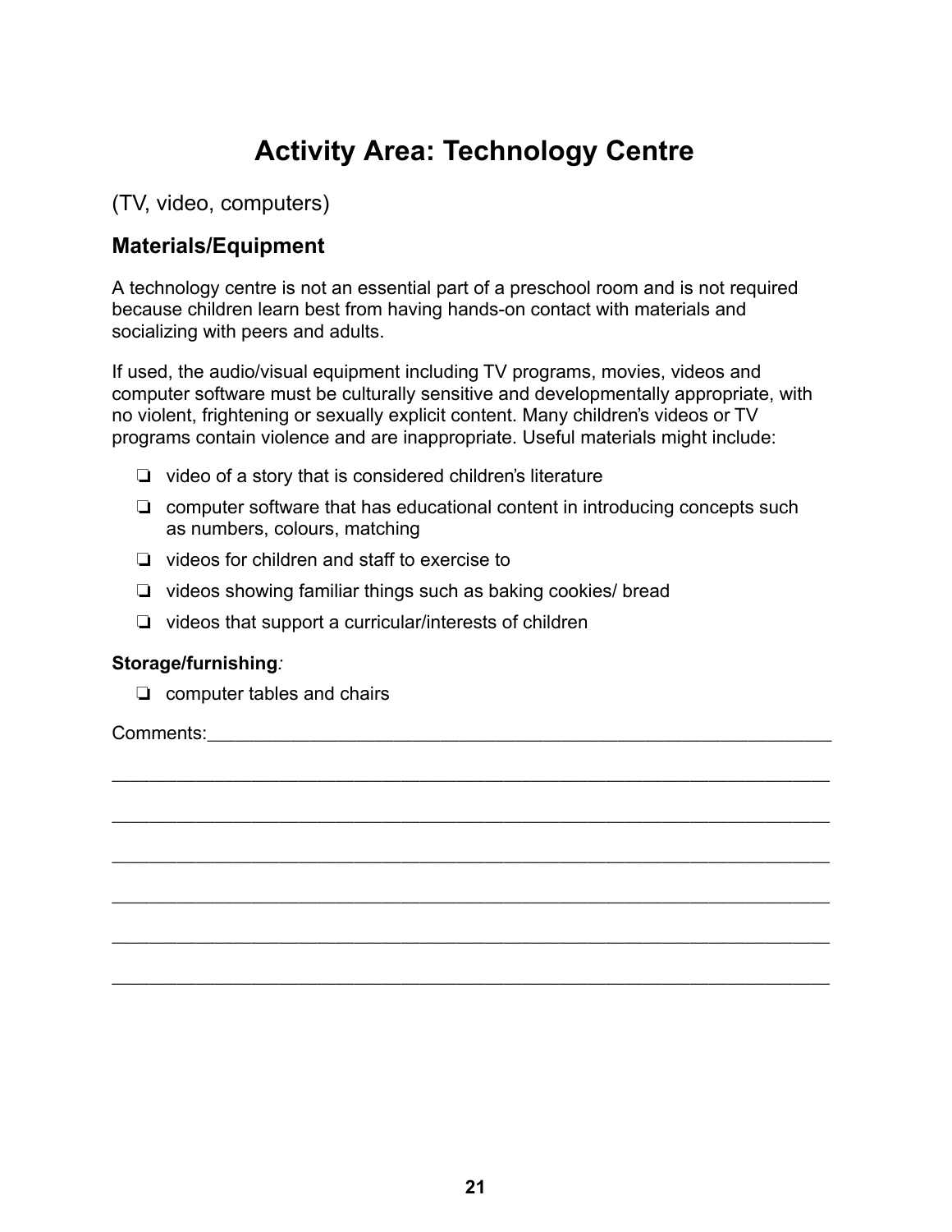# Activity Area: Technology Centre

(TV, video, computers)

## Materials/Equipment

A technology centre is not an essential part of a preschool room and is not required because children learn best from having hands-on contact with materials and socializing with peers and adults.

If used, the audio/visual equipment including TV programs, movies, videos and computer software must be culturally sensitive and developmentally appropriate, with no violent, frightening or sexually explicit content. Many children's videos or TV programs contain violence and are inappropriate. Useful materials might include:

- ❏ video of a story that is considered children's literature
- ❏ computer software that has educational content in introducing concepts such as numbers, colours, matching
- ❏ videos for children and staff to exercise to
- ❏ videos showing familiar things such as baking cookies/ bread
- ❏ videos that support a curricular/interests of children

**Storage/furnishing***:*

- ❏ computer tables and chairs

Comments:_______________________________________________________________

______________________________________________________________________

______________________________________________________________________

______________________________________________________________________

______________________________________________________________________

______________________________________________________________________

______________________________________________________________________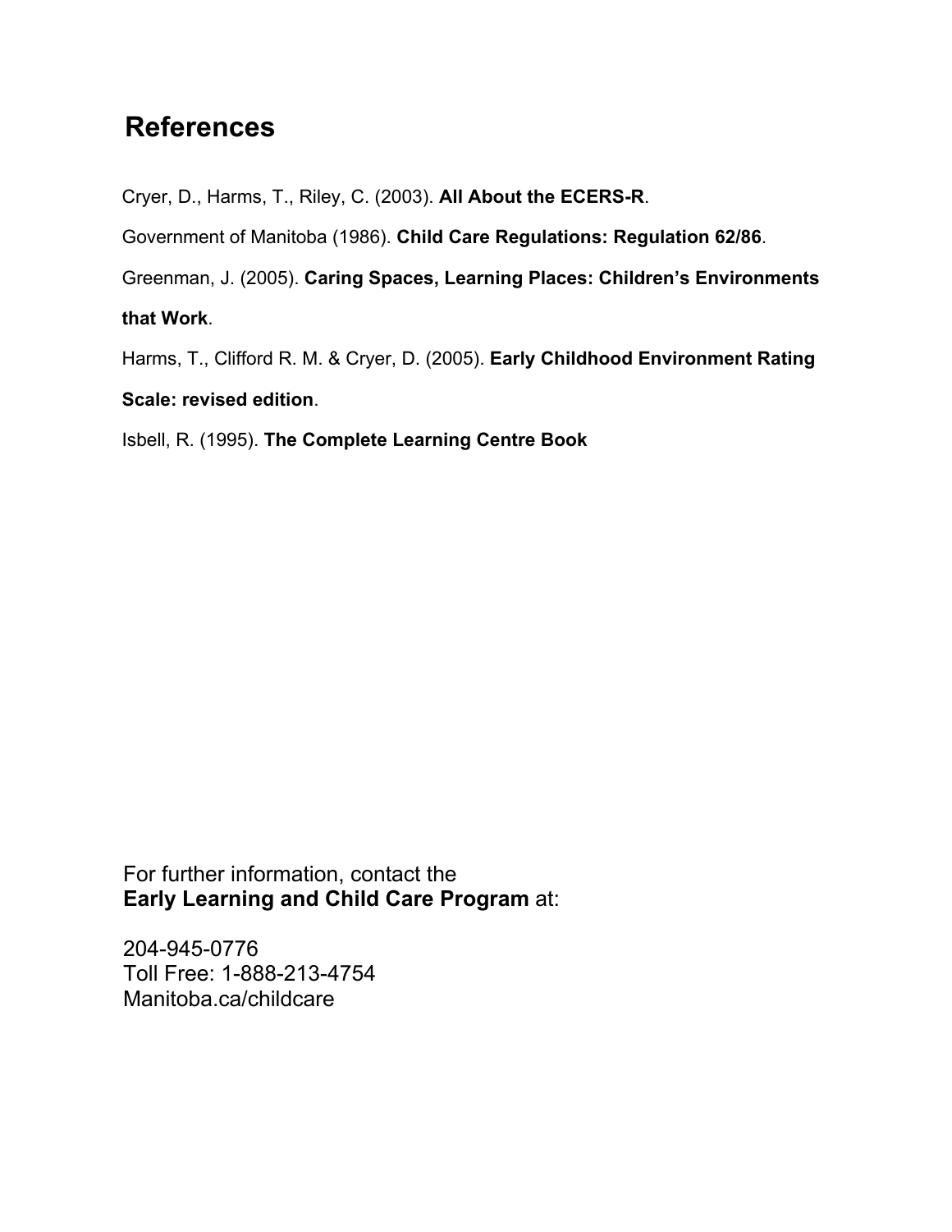# References

Cryer, D., Harms, T., Riley, C. (2003). **All About the ECERS-R**.

Government of Manitoba (1986). **Child Care Regulations: Regulation 62/86**.

Greenman, J. (2005). **Caring Spaces, Learning Places: Children's Environments that Work**.

Harms, T., Clifford R. M. & Cryer, D. (2005). **Early Childhood Environment Rating Scale: revised edition**.

Isbell, R. (1995). **The Complete Learning Centre Book**

For further information, contact the
**Early Learning and Child Care Program** at:

204-945-0776
Toll Free: 1-888-213-4754
Manitoba.ca/childcare